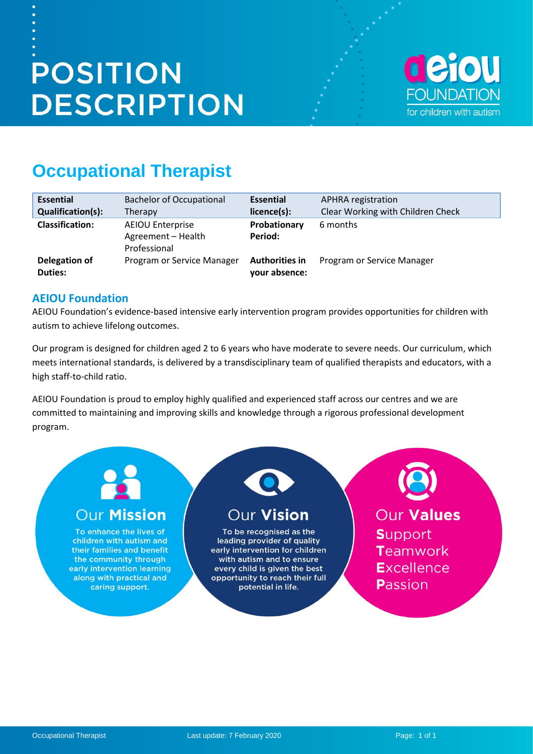# POSITION DESCRIPTION

## Occupational Therapist

| **Essential Qualification(s):** | Bachelor of Occupational Therapy | **Essential licence(s):** | APHRA registration<br>Clear Working with Children Check |
|---|---|---|---|
| **Classification:** | AEIOU Enterprise Agreement – Health Professional | **Probationary Period:** | 6 months |
| **Delegation of Duties:** | Program or Service Manager | **Authorities in your absence:** | Program or Service Manager |

### AEIOU Foundation

AEIOU Foundation's evidence-based intensive early intervention program provides opportunities for children with autism to achieve lifelong outcomes.

Our program is designed for children aged 2 to 6 years who have moderate to severe needs. Our curriculum, which meets international standards, is delivered by a transdisciplinary team of qualified therapists and educators, with a high staff-to-child ratio.

AEIOU Foundation is proud to employ highly qualified and experienced staff across our centres and we are committed to maintaining and improving skills and knowledge through a rigorous professional development program.

**Our Mission**

To enhance the lives of children with autism and their families and benefit the community through early intervention learning along with practical and caring support.

**Our Vision**

To be recognised as the leading provider of quality early intervention for children with autism and to ensure every child is given the best opportunity to reach their full potential in life.

**Our Values**

**S**upport
**T**eamwork
**E**xcellence
**P**assion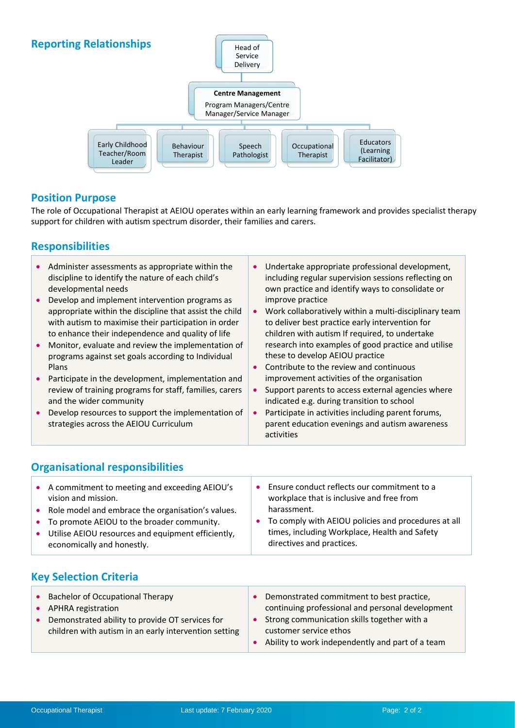## Reporting Relationships

Head of Service Delivery

**Centre Management**
Program Managers/Centre Manager/Service Manager

Early Childhood Teacher/Room Leader

Behaviour Therapist

Speech Pathologist

Occupational Therapist

Educators (Learning Facilitator)

## Position Purpose

The role of Occupational Therapist at AEIOU operates within an early learning framework and provides specialist therapy support for children with autism spectrum disorder, their families and carers.

## Responsibilities

- Administer assessments as appropriate within the discipline to identify the nature of each child's developmental needs
- Develop and implement intervention programs as appropriate within the discipline that assist the child with autism to maximise their participation in order to enhance their independence and quality of life
- Monitor, evaluate and review the implementation of programs against set goals according to Individual Plans
- Participate in the development, implementation and review of training programs for staff, families, carers and the wider community
- Develop resources to support the implementation of strategies across the AEIOU Curriculum
- Undertake appropriate professional development, including regular supervision sessions reflecting on own practice and identify ways to consolidate or improve practice
- Work collaboratively within a multi-disciplinary team to deliver best practice early intervention for children with autism If required, to undertake research into examples of good practice and utilise these to develop AEIOU practice
- Contribute to the review and continuous improvement activities of the organisation
- Support parents to access external agencies where indicated e.g. during transition to school
- Participate in activities including parent forums, parent education evenings and autism awareness activities

## Organisational responsibilities

- A commitment to meeting and exceeding AEIOU's vision and mission.
- Role model and embrace the organisation's values.
- To promote AEIOU to the broader community.
- Utilise AEIOU resources and equipment efficiently, economically and honestly.
- Ensure conduct reflects our commitment to a workplace that is inclusive and free from harassment.
- To comply with AEIOU policies and procedures at all times, including Workplace, Health and Safety directives and practices.

## Key Selection Criteria

- Bachelor of Occupational Therapy
- APHRA registration
- Demonstrated ability to provide OT services for children with autism in an early intervention setting
- Demonstrated commitment to best practice, continuing professional and personal development
- Strong communication skills together with a customer service ethos
- Ability to work independently and part of a team